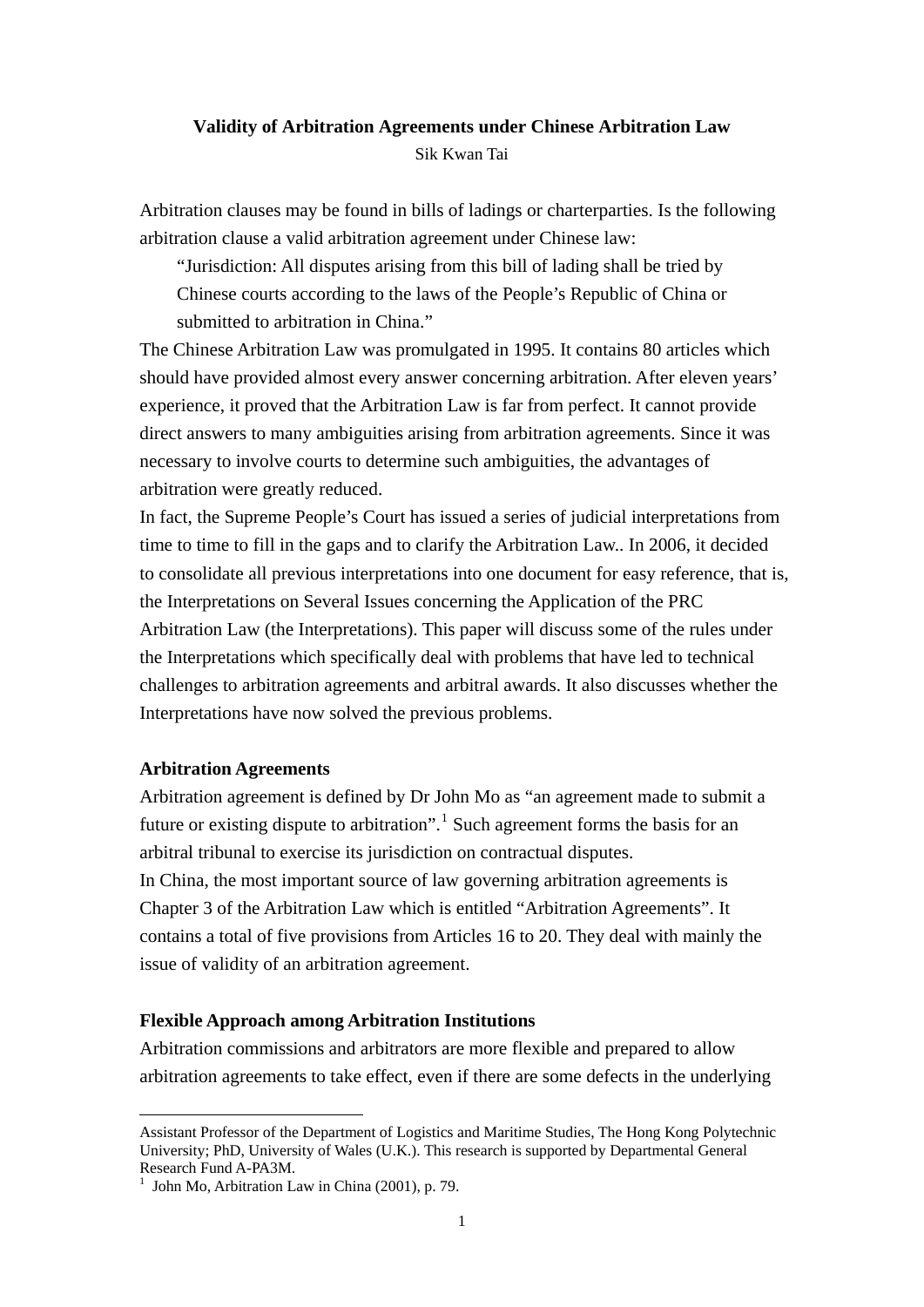**Validity of Arbitration Agreements under Chinese Arbitration Law**

Sik Kwan Tai

Arbitration clauses may be found in bills of ladings or charterparties. Is the following arbitration clause a valid arbitration agreement under Chinese law:

> "Jurisdiction: All disputes arising from this bill of lading shall be tried by Chinese courts according to the laws of the People's Republic of China or submitted to arbitration in China."

The Chinese Arbitration Law was promulgated in 1995. It contains 80 articles which should have provided almost every answer concerning arbitration. After eleven years' experience, it proved that the Arbitration Law is far from perfect. It cannot provide direct answers to many ambiguities arising from arbitration agreements. Since it was necessary to involve courts to determine such ambiguities, the advantages of arbitration were greatly reduced.

In fact, the Supreme People's Court has issued a series of judicial interpretations from time to time to fill in the gaps and to clarify the Arbitration Law.. In 2006, it decided to consolidate all previous interpretations into one document for easy reference, that is, the Interpretations on Several Issues concerning the Application of the PRC Arbitration Law (the Interpretations). This paper will discuss some of the rules under the Interpretations which specifically deal with problems that have led to technical challenges to arbitration agreements and arbitral awards. It also discusses whether the Interpretations have now solved the previous problems.

**Arbitration Agreements**

Arbitration agreement is defined by Dr John Mo as "an agreement made to submit a future or existing dispute to arbitration".[1] Such agreement forms the basis for an arbitral tribunal to exercise its jurisdiction on contractual disputes.

In China, the most important source of law governing arbitration agreements is Chapter 3 of the Arbitration Law which is entitled "Arbitration Agreements". It contains a total of five provisions from Articles 16 to 20. They deal with mainly the issue of validity of an arbitration agreement.

**Flexible Approach among Arbitration Institutions**

Arbitration commissions and arbitrators are more flexible and prepared to allow arbitration agreements to take effect, even if there are some defects in the underlying

---

Assistant Professor of the Department of Logistics and Maritime Studies, The Hong Kong Polytechnic University; PhD, University of Wales (U.K.). This research is supported by Departmental General Research Fund A-PA3M.

[1] John Mo, Arbitration Law in China (2001), p. 79.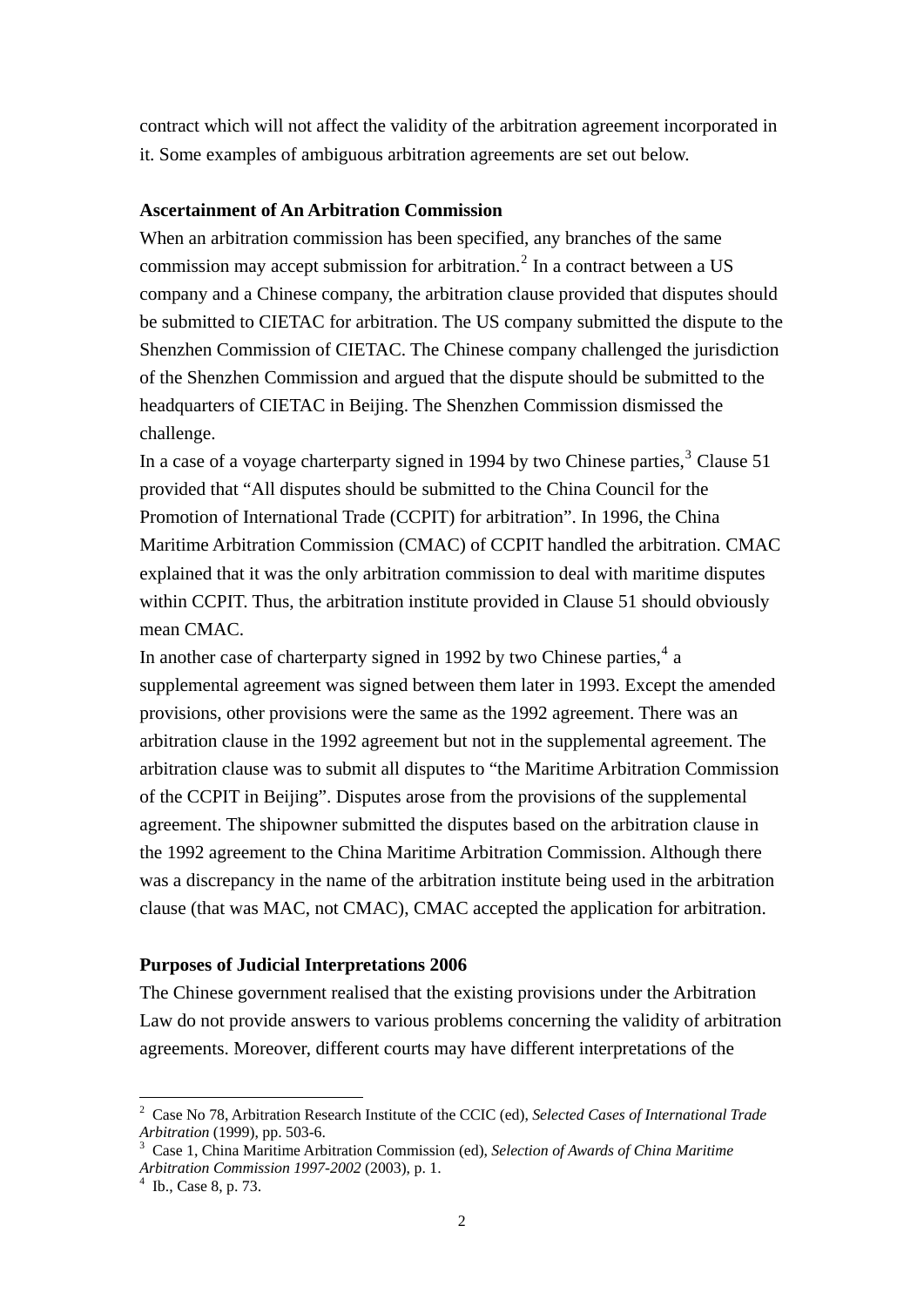contract which will not affect the validity of the arbitration agreement incorporated in it. Some examples of ambiguous arbitration agreements are set out below.

**Ascertainment of An Arbitration Commission**

When an arbitration commission has been specified, any branches of the same commission may accept submission for arbitration.[2] In a contract between a US company and a Chinese company, the arbitration clause provided that disputes should be submitted to CIETAC for arbitration. The US company submitted the dispute to the Shenzhen Commission of CIETAC. The Chinese company challenged the jurisdiction of the Shenzhen Commission and argued that the dispute should be submitted to the headquarters of CIETAC in Beijing. The Shenzhen Commission dismissed the challenge.

In a case of a voyage charterparty signed in 1994 by two Chinese parties,[3] Clause 51 provided that "All disputes should be submitted to the China Council for the Promotion of International Trade (CCPIT) for arbitration". In 1996, the China Maritime Arbitration Commission (CMAC) of CCPIT handled the arbitration. CMAC explained that it was the only arbitration commission to deal with maritime disputes within CCPIT. Thus, the arbitration institute provided in Clause 51 should obviously mean CMAC.

In another case of charterparty signed in 1992 by two Chinese parties,[4] a supplemental agreement was signed between them later in 1993. Except the amended provisions, other provisions were the same as the 1992 agreement. There was an arbitration clause in the 1992 agreement but not in the supplemental agreement. The arbitration clause was to submit all disputes to "the Maritime Arbitration Commission of the CCPIT in Beijing". Disputes arose from the provisions of the supplemental agreement. The shipowner submitted the disputes based on the arbitration clause in the 1992 agreement to the China Maritime Arbitration Commission. Although there was a discrepancy in the name of the arbitration institute being used in the arbitration clause (that was MAC, not CMAC), CMAC accepted the application for arbitration.

**Purposes of Judicial Interpretations 2006**

The Chinese government realised that the existing provisions under the Arbitration Law do not provide answers to various problems concerning the validity of arbitration agreements. Moreover, different courts may have different interpretations of the

---

[2] Case No 78, Arbitration Research Institute of the CCIC (ed), *Selected Cases of International Trade Arbitration* (1999), pp. 503-6.

[3] Case 1, China Maritime Arbitration Commission (ed), *Selection of Awards of China Maritime Arbitration Commission 1997-2002* (2003), p. 1.

[4] Ib., Case 8, p. 73.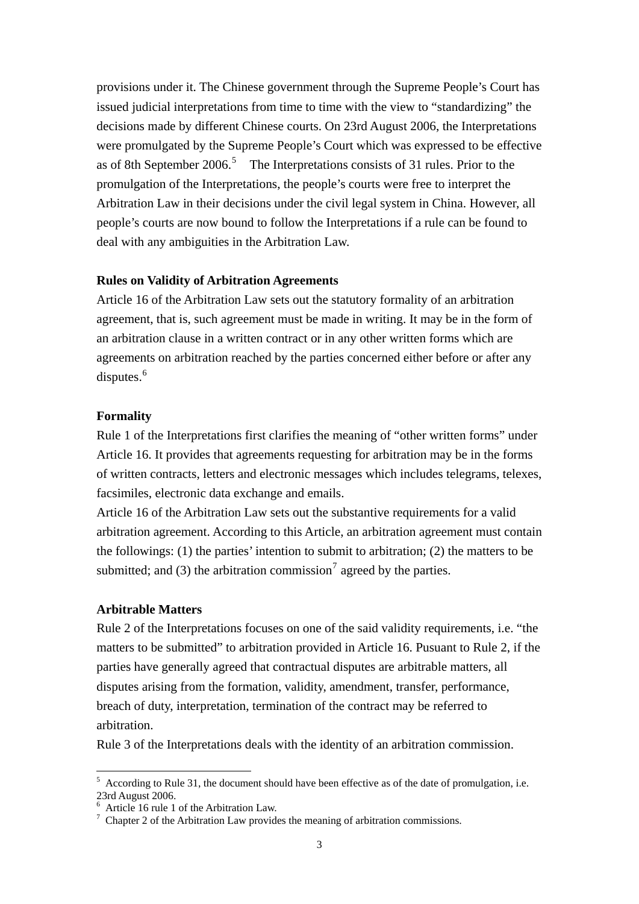provisions under it. The Chinese government through the Supreme People's Court has issued judicial interpretations from time to time with the view to "standardizing" the decisions made by different Chinese courts. On 23rd August 2006, the Interpretations were promulgated by the Supreme People's Court which was expressed to be effective as of 8th September 2006.[5] The Interpretations consists of 31 rules. Prior to the promulgation of the Interpretations, the people's courts were free to interpret the Arbitration Law in their decisions under the civil legal system in China. However, all people's courts are now bound to follow the Interpretations if a rule can be found to deal with any ambiguities in the Arbitration Law.

**Rules on Validity of Arbitration Agreements**

Article 16 of the Arbitration Law sets out the statutory formality of an arbitration agreement, that is, such agreement must be made in writing. It may be in the form of an arbitration clause in a written contract or in any other written forms which are agreements on arbitration reached by the parties concerned either before or after any disputes.[6]

**Formality**

Rule 1 of the Interpretations first clarifies the meaning of "other written forms" under Article 16. It provides that agreements requesting for arbitration may be in the forms of written contracts, letters and electronic messages which includes telegrams, telexes, facsimiles, electronic data exchange and emails.

Article 16 of the Arbitration Law sets out the substantive requirements for a valid arbitration agreement. According to this Article, an arbitration agreement must contain the followings: (1) the parties' intention to submit to arbitration; (2) the matters to be submitted; and (3) the arbitration commission[7] agreed by the parties.

**Arbitrable Matters**

Rule 2 of the Interpretations focuses on one of the said validity requirements, i.e. "the matters to be submitted" to arbitration provided in Article 16. Pusuant to Rule 2, if the parties have generally agreed that contractual disputes are arbitrable matters, all disputes arising from the formation, validity, amendment, transfer, performance, breach of duty, interpretation, termination of the contract may be referred to arbitration.

Rule 3 of the Interpretations deals with the identity of an arbitration commission.

---

[5] According to Rule 31, the document should have been effective as of the date of promulgation, i.e. 23rd August 2006.

[6] Article 16 rule 1 of the Arbitration Law.

[7] Chapter 2 of the Arbitration Law provides the meaning of arbitration commissions.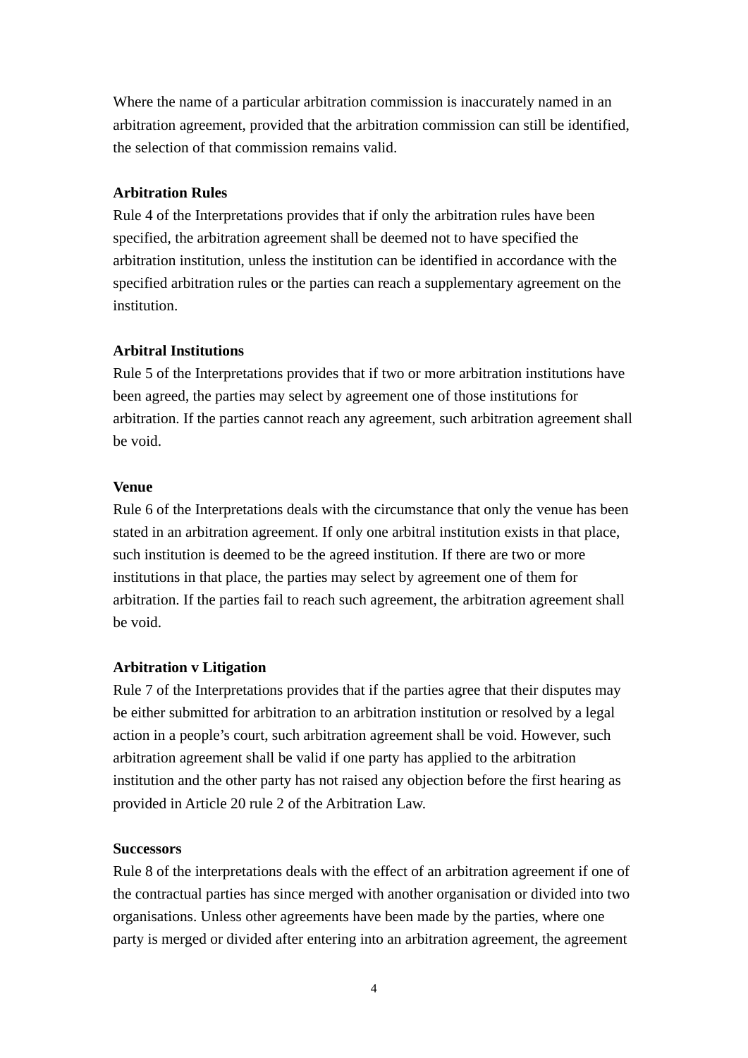Where the name of a particular arbitration commission is inaccurately named in an arbitration agreement, provided that the arbitration commission can still be identified, the selection of that commission remains valid.

**Arbitration Rules**

Rule 4 of the Interpretations provides that if only the arbitration rules have been specified, the arbitration agreement shall be deemed not to have specified the arbitration institution, unless the institution can be identified in accordance with the specified arbitration rules or the parties can reach a supplementary agreement on the institution.

**Arbitral Institutions**

Rule 5 of the Interpretations provides that if two or more arbitration institutions have been agreed, the parties may select by agreement one of those institutions for arbitration. If the parties cannot reach any agreement, such arbitration agreement shall be void.

**Venue**

Rule 6 of the Interpretations deals with the circumstance that only the venue has been stated in an arbitration agreement. If only one arbitral institution exists in that place, such institution is deemed to be the agreed institution. If there are two or more institutions in that place, the parties may select by agreement one of them for arbitration. If the parties fail to reach such agreement, the arbitration agreement shall be void.

**Arbitration v Litigation**

Rule 7 of the Interpretations provides that if the parties agree that their disputes may be either submitted for arbitration to an arbitration institution or resolved by a legal action in a people's court, such arbitration agreement shall be void. However, such arbitration agreement shall be valid if one party has applied to the arbitration institution and the other party has not raised any objection before the first hearing as provided in Article 20 rule 2 of the Arbitration Law.

**Successors**

Rule 8 of the interpretations deals with the effect of an arbitration agreement if one of the contractual parties has since merged with another organisation or divided into two organisations. Unless other agreements have been made by the parties, where one party is merged or divided after entering into an arbitration agreement, the agreement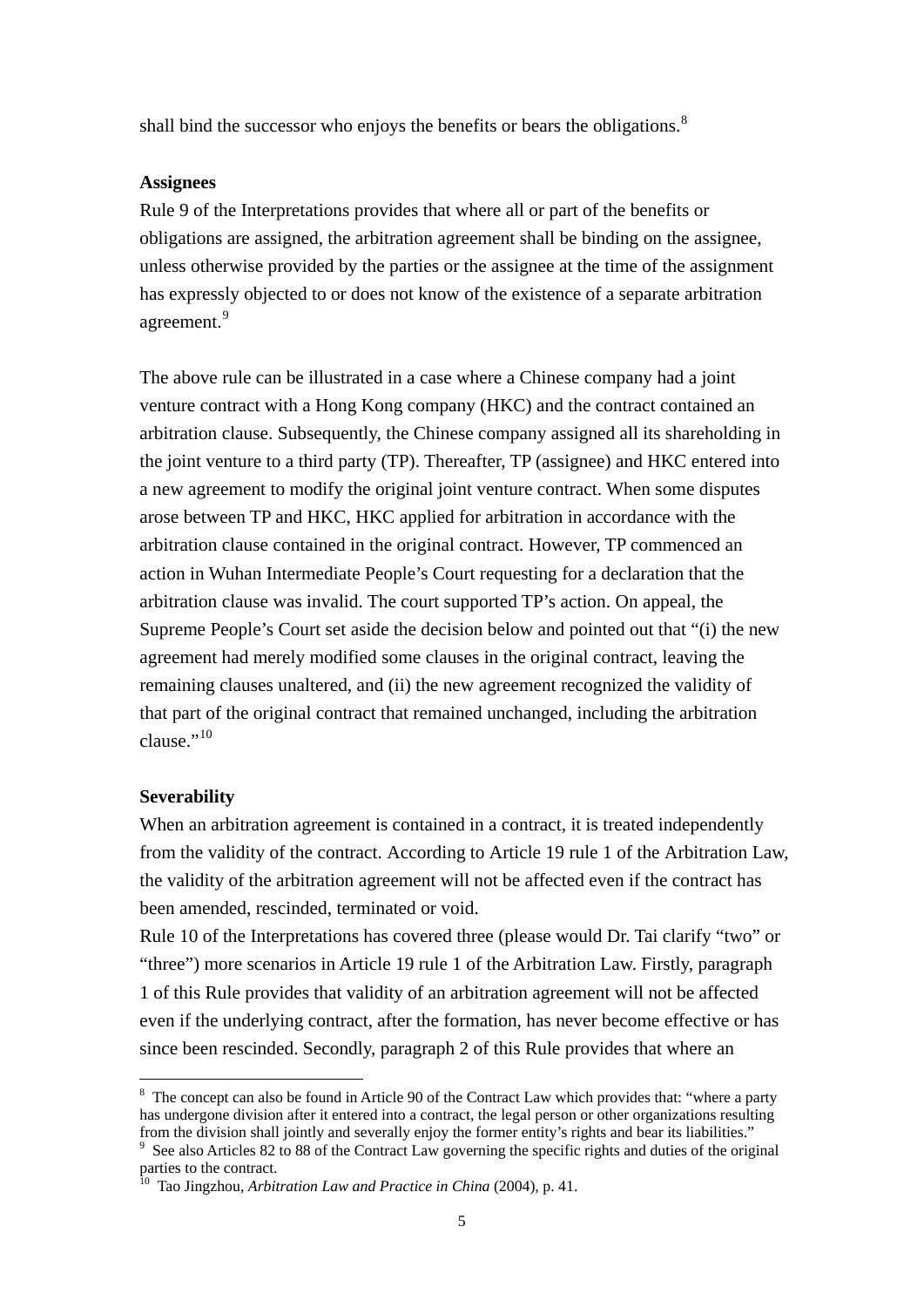shall bind the successor who enjoys the benefits or bears the obligations.[8]

**Assignees**

Rule 9 of the Interpretations provides that where all or part of the benefits or obligations are assigned, the arbitration agreement shall be binding on the assignee, unless otherwise provided by the parties or the assignee at the time of the assignment has expressly objected to or does not know of the existence of a separate arbitration agreement.[9]

The above rule can be illustrated in a case where a Chinese company had a joint venture contract with a Hong Kong company (HKC) and the contract contained an arbitration clause. Subsequently, the Chinese company assigned all its shareholding in the joint venture to a third party (TP). Thereafter, TP (assignee) and HKC entered into a new agreement to modify the original joint venture contract. When some disputes arose between TP and HKC, HKC applied for arbitration in accordance with the arbitration clause contained in the original contract. However, TP commenced an action in Wuhan Intermediate People's Court requesting for a declaration that the arbitration clause was invalid. The court supported TP's action. On appeal, the Supreme People's Court set aside the decision below and pointed out that "(i) the new agreement had merely modified some clauses in the original contract, leaving the remaining clauses unaltered, and (ii) the new agreement recognized the validity of that part of the original contract that remained unchanged, including the arbitration clause."[10]

**Severability**

When an arbitration agreement is contained in a contract, it is treated independently from the validity of the contract. According to Article 19 rule 1 of the Arbitration Law, the validity of the arbitration agreement will not be affected even if the contract has been amended, rescinded, terminated or void.

Rule 10 of the Interpretations has covered three (please would Dr. Tai clarify "two" or "three") more scenarios in Article 19 rule 1 of the Arbitration Law. Firstly, paragraph 1 of this Rule provides that validity of an arbitration agreement will not be affected even if the underlying contract, after the formation, has never become effective or has since been rescinded. Secondly, paragraph 2 of this Rule provides that where an

---

[8] The concept can also be found in Article 90 of the Contract Law which provides that: "where a party has undergone division after it entered into a contract, the legal person or other organizations resulting from the division shall jointly and severally enjoy the former entity's rights and bear its liabilities."

[9] See also Articles 82 to 88 of the Contract Law governing the specific rights and duties of the original parties to the contract.

[10] Tao Jingzhou, *Arbitration Law and Practice in China* (2004), p. 41.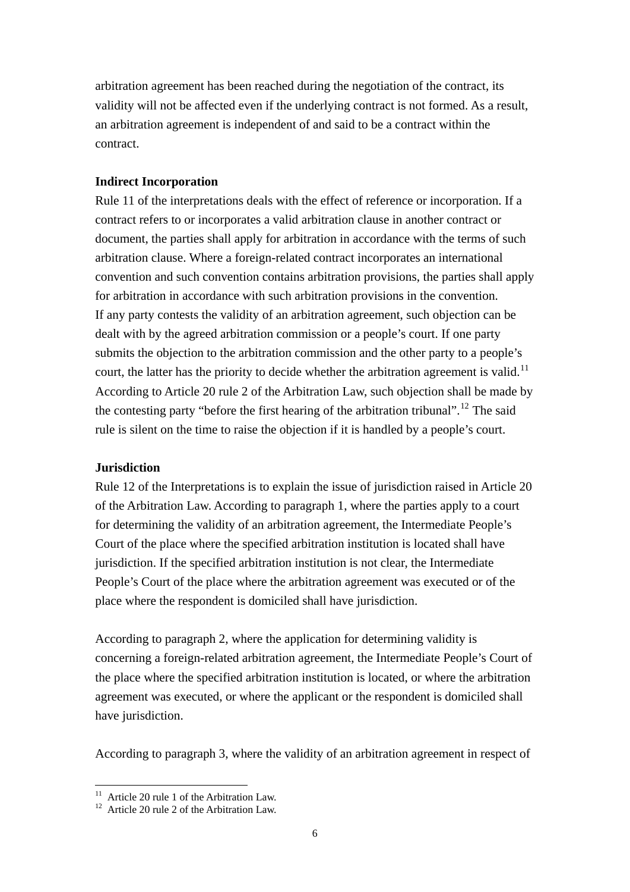arbitration agreement has been reached during the negotiation of the contract, its validity will not be affected even if the underlying contract is not formed. As a result, an arbitration agreement is independent of and said to be a contract within the contract.

**Indirect Incorporation**

Rule 11 of the interpretations deals with the effect of reference or incorporation. If a contract refers to or incorporates a valid arbitration clause in another contract or document, the parties shall apply for arbitration in accordance with the terms of such arbitration clause. Where a foreign-related contract incorporates an international convention and such convention contains arbitration provisions, the parties shall apply for arbitration in accordance with such arbitration provisions in the convention.

If any party contests the validity of an arbitration agreement, such objection can be dealt with by the agreed arbitration commission or a people's court. If one party submits the objection to the arbitration commission and the other party to a people's court, the latter has the priority to decide whether the arbitration agreement is valid.[11] According to Article 20 rule 2 of the Arbitration Law, such objection shall be made by the contesting party "before the first hearing of the arbitration tribunal".[12] The said rule is silent on the time to raise the objection if it is handled by a people's court.

**Jurisdiction**

Rule 12 of the Interpretations is to explain the issue of jurisdiction raised in Article 20 of the Arbitration Law. According to paragraph 1, where the parties apply to a court for determining the validity of an arbitration agreement, the Intermediate People's Court of the place where the specified arbitration institution is located shall have jurisdiction. If the specified arbitration institution is not clear, the Intermediate People's Court of the place where the arbitration agreement was executed or of the place where the respondent is domiciled shall have jurisdiction.

According to paragraph 2, where the application for determining validity is concerning a foreign-related arbitration agreement, the Intermediate People's Court of the place where the specified arbitration institution is located, or where the arbitration agreement was executed, or where the applicant or the respondent is domiciled shall have jurisdiction.

According to paragraph 3, where the validity of an arbitration agreement in respect of

[11] Article 20 rule 1 of the Arbitration Law.

[12] Article 20 rule 2 of the Arbitration Law.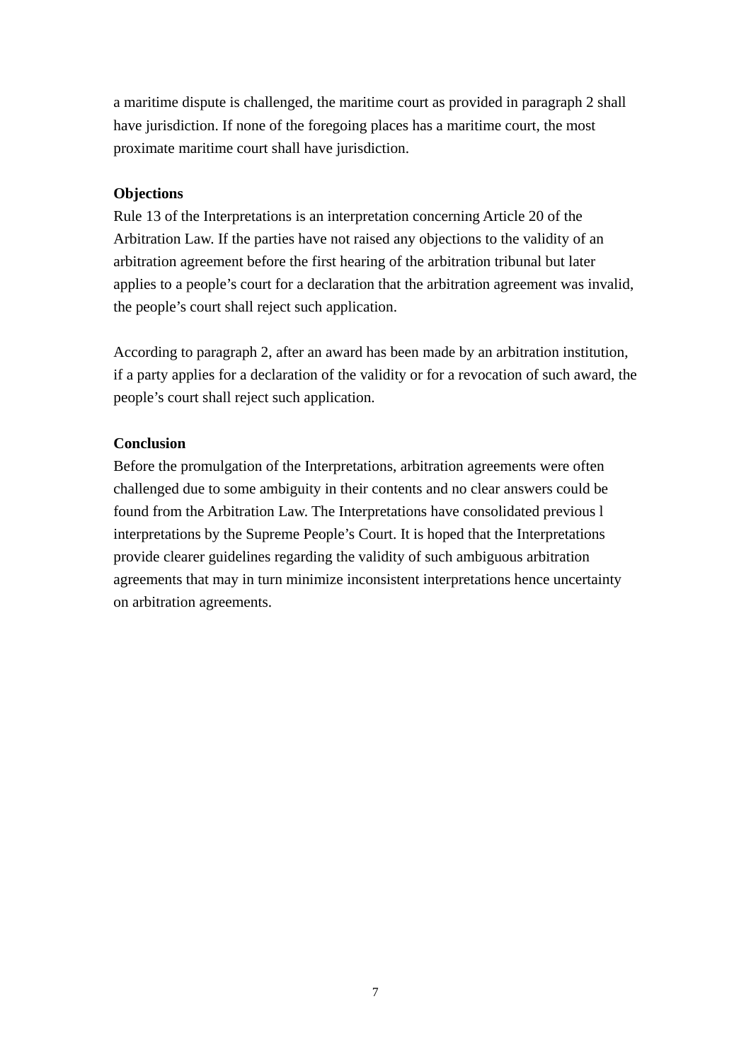a maritime dispute is challenged, the maritime court as provided in paragraph 2 shall have jurisdiction. If none of the foregoing places has a maritime court, the most proximate maritime court shall have jurisdiction.

**Objections**

Rule 13 of the Interpretations is an interpretation concerning Article 20 of the Arbitration Law. If the parties have not raised any objections to the validity of an arbitration agreement before the first hearing of the arbitration tribunal but later applies to a people's court for a declaration that the arbitration agreement was invalid, the people's court shall reject such application.

According to paragraph 2, after an award has been made by an arbitration institution, if a party applies for a declaration of the validity or for a revocation of such award, the people's court shall reject such application.

**Conclusion**

Before the promulgation of the Interpretations, arbitration agreements were often challenged due to some ambiguity in their contents and no clear answers could be found from the Arbitration Law. The Interpretations have consolidated previous l interpretations by the Supreme People's Court. It is hoped that the Interpretations provide clearer guidelines regarding the validity of such ambiguous arbitration agreements that may in turn minimize inconsistent interpretations hence uncertainty on arbitration agreements.